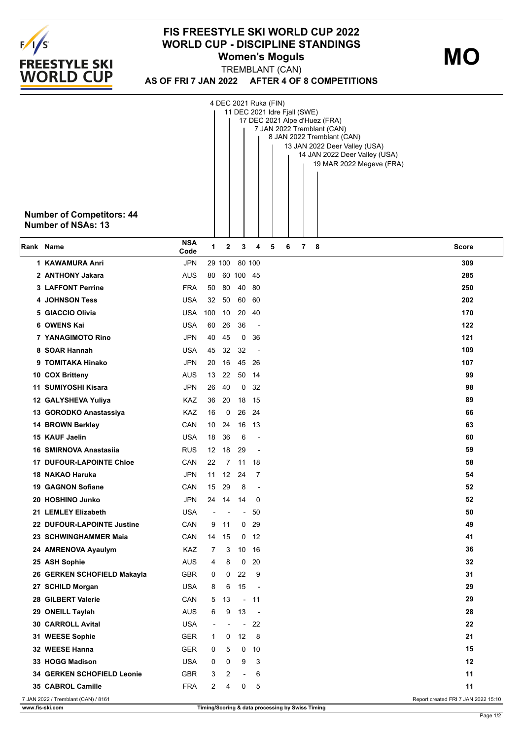# FIS FREESTYLE SKI WORLD CUP 2022
## WORLD CUP - DISCIPLINE STANDINGS
### Women's Moguls

**MO**

TREMBLANT (CAN)

**AS OF FRI 7 JAN 2022 AFTER 4 OF 8 COMPETITIONS**

1. 4 DEC 2021 Ruka (FIN)
2. 11 DEC 2021 Idre Fjall (SWE)
3. 17 DEC 2021 Alpe d'Huez (FRA)
4. 7 JAN 2022 Tremblant (CAN)
5. 8 JAN 2022 Tremblant (CAN)
6. 13 JAN 2022 Deer Valley (USA)
7. 14 JAN 2022 Deer Valley (USA)
8. 19 MAR 2022 Megeve (FRA)

**Number of Competitors: 44**
**Number of NSAs: 13**

| Rank | Name | NSA Code | 1 | 2 | 3 | 4 | 5 | 6 | 7 | 8 | Score |
|---|---|---|---|---|---|---|---|---|---|---|---|
| 1 | KAWAMURA Anri | JPN | 29 | 100 | 80 | 100 | | | | | 309 |
| 2 | ANTHONY Jakara | AUS | 80 | 60 | 100 | 45 | | | | | 285 |
| 3 | LAFFONT Perrine | FRA | 50 | 80 | 40 | 80 | | | | | 250 |
| 4 | JOHNSON Tess | USA | 32 | 50 | 60 | 60 | | | | | 202 |
| 5 | GIACCIO Olivia | USA | 100 | 10 | 20 | 40 | | | | | 170 |
| 6 | OWENS Kai | USA | 60 | 26 | 36 | - | | | | | 122 |
| 7 | YANAGIMOTO Rino | JPN | 40 | 45 | 0 | 36 | | | | | 121 |
| 8 | SOAR Hannah | USA | 45 | 32 | 32 | - | | | | | 109 |
| 9 | TOMITAKA Hinako | JPN | 20 | 16 | 45 | 26 | | | | | 107 |
| 10 | COX Britteny | AUS | 13 | 22 | 50 | 14 | | | | | 99 |
| 11 | SUMIYOSHI Kisara | JPN | 26 | 40 | 0 | 32 | | | | | 98 |
| 12 | GALYSHEVA Yuliya | KAZ | 36 | 20 | 18 | 15 | | | | | 89 |
| 13 | GORODKO Anastassiya | KAZ | 16 | 0 | 26 | 24 | | | | | 66 |
| 14 | BROWN Berkley | CAN | 10 | 24 | 16 | 13 | | | | | 63 |
| 15 | KAUF Jaelin | USA | 18 | 36 | 6 | - | | | | | 60 |
| 16 | SMIRNOVA Anastasiia | RUS | 12 | 18 | 29 | - | | | | | 59 |
| 17 | DUFOUR-LAPOINTE Chloe | CAN | 22 | 7 | 11 | 18 | | | | | 58 |
| 18 | NAKAO Haruka | JPN | 11 | 12 | 24 | 7 | | | | | 54 |
| 19 | GAGNON Sofiane | CAN | 15 | 29 | 8 | - | | | | | 52 |
| 20 | HOSHINO Junko | JPN | 24 | 14 | 14 | 0 | | | | | 52 |
| 21 | LEMLEY Elizabeth | USA | - | - | - | 50 | | | | | 50 |
| 22 | DUFOUR-LAPOINTE Justine | CAN | 9 | 11 | 0 | 29 | | | | | 49 |
| 23 | SCHWINGHAMMER Maia | CAN | 14 | 15 | 0 | 12 | | | | | 41 |
| 24 | AMRENOVA Ayaulym | KAZ | 7 | 3 | 10 | 16 | | | | | 36 |
| 25 | ASH Sophie | AUS | 4 | 8 | 0 | 20 | | | | | 32 |
| 26 | GERKEN SCHOFIELD Makayla | GBR | 0 | 0 | 22 | 9 | | | | | 31 |
| 27 | SCHILD Morgan | USA | 8 | 6 | 15 | - | | | | | 29 |
| 28 | GILBERT Valerie | CAN | 5 | 13 | - | 11 | | | | | 29 |
| 29 | ONEILL Taylah | AUS | 6 | 9 | 13 | - | | | | | 28 |
| 30 | CARROLL Avital | USA | - | - | - | 22 | | | | | 22 |
| 31 | WEESE Sophie | GER | 1 | 0 | 12 | 8 | | | | | 21 |
| 32 | WEESE Hanna | GER | 0 | 5 | 0 | 10 | | | | | 15 |
| 33 | HOGG Madison | USA | 0 | 0 | 9 | 3 | | | | | 12 |
| 34 | GERKEN SCHOFIELD Leonie | GBR | 3 | 2 | - | 6 | | | | | 11 |
| 35 | CABROL Camille | FRA | 2 | 4 | 0 | 5 | | | | | 11 |

7 JAN 2022 / Tremblant (CAN) / 8161

Report created FRI 7 JAN 2022 15:10

www.fis-ski.com

Timing/Scoring & data processing by Swiss Timing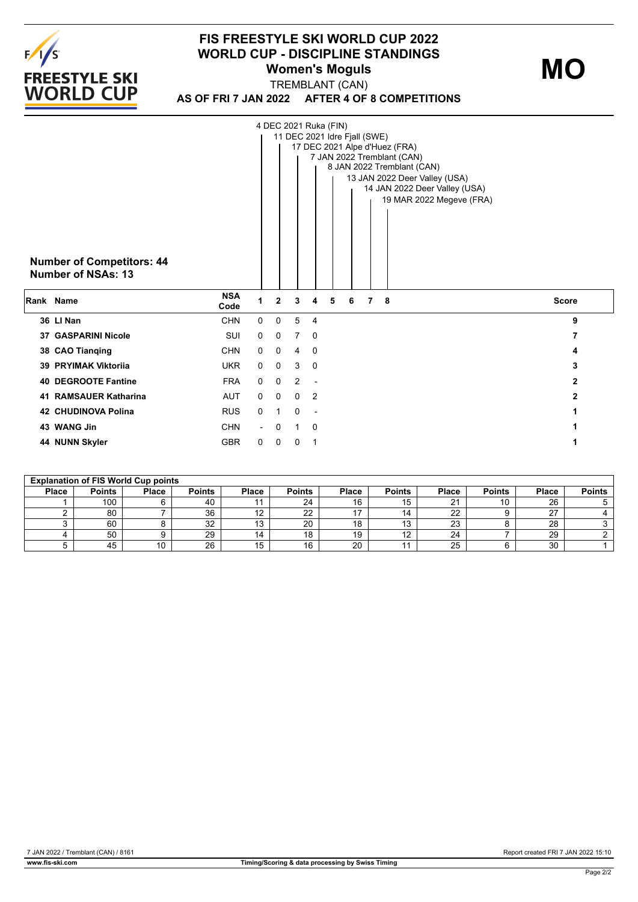# FIS FREESTYLE SKI WORLD CUP 2022
## WORLD CUP - DISCIPLINE STANDINGS
### Women's Moguls

TREMBLANT (CAN)

**AS OF FRI 7 JAN 2022 AFTER 4 OF 8 COMPETITIONS**

**MO**

1. 4 DEC 2021 Ruka (FIN)
2. 11 DEC 2021 Idre Fjall (SWE)
3. 17 DEC 2021 Alpe d'Huez (FRA)
4. 7 JAN 2022 Tremblant (CAN)
5. 8 JAN 2022 Tremblant (CAN)
6. 13 JAN 2022 Deer Valley (USA)
7. 14 JAN 2022 Deer Valley (USA)
8. 19 MAR 2022 Megeve (FRA)

**Number of Competitors: 44**
**Number of NSAs: 13**

| Rank | Name | NSA Code | 1 | 2 | 3 | 4 | 5 | 6 | 7 | 8 | Score |
|---|---|---|---|---|---|---|---|---|---|---|---|
| 36 | LI Nan | CHN | 0 | 0 | 5 | 4 | | | | | 9 |
| 37 | GASPARINI Nicole | SUI | 0 | 0 | 7 | 0 | | | | | 7 |
| 38 | CAO Tianqing | CHN | 0 | 0 | 4 | 0 | | | | | 4 |
| 39 | PRYIMAK Viktoriia | UKR | 0 | 0 | 3 | 0 | | | | | 3 |
| 40 | DEGROOTE Fantine | FRA | 0 | 0 | 2 | - | | | | | 2 |
| 41 | RAMSAUER Katharina | AUT | 0 | 0 | 0 | 2 | | | | | 2 |
| 42 | CHUDINOVA Polina | RUS | 0 | 1 | 0 | - | | | | | 1 |
| 43 | WANG Jin | CHN | - | 0 | 1 | 0 | | | | | 1 |
| 44 | NUNN Skyler | GBR | 0 | 0 | 0 | 1 | | | | | 1 |

**Explanation of FIS World Cup points**

| Place | Points | Place | Points | Place | Points | Place | Points | Place | Points | Place | Points |
|---|---|---|---|---|---|---|---|---|---|---|---|
| 1 | 100 | 6 | 40 | 11 | 24 | 16 | 15 | 21 | 10 | 26 | 5 |
| 2 | 80 | 7 | 36 | 12 | 22 | 17 | 14 | 22 | 9 | 27 | 4 |
| 3 | 60 | 8 | 32 | 13 | 20 | 18 | 13 | 23 | 8 | 28 | 3 |
| 4 | 50 | 9 | 29 | 14 | 18 | 19 | 12 | 24 | 7 | 29 | 2 |
| 5 | 45 | 10 | 26 | 15 | 16 | 20 | 11 | 25 | 6 | 30 | 1 |

7 JAN 2022 / Tremblant (CAN) / 8161

Report created FRI 7 JAN 2022 15:10

www.fis-ski.com

Timing/Scoring & data processing by Swiss Timing